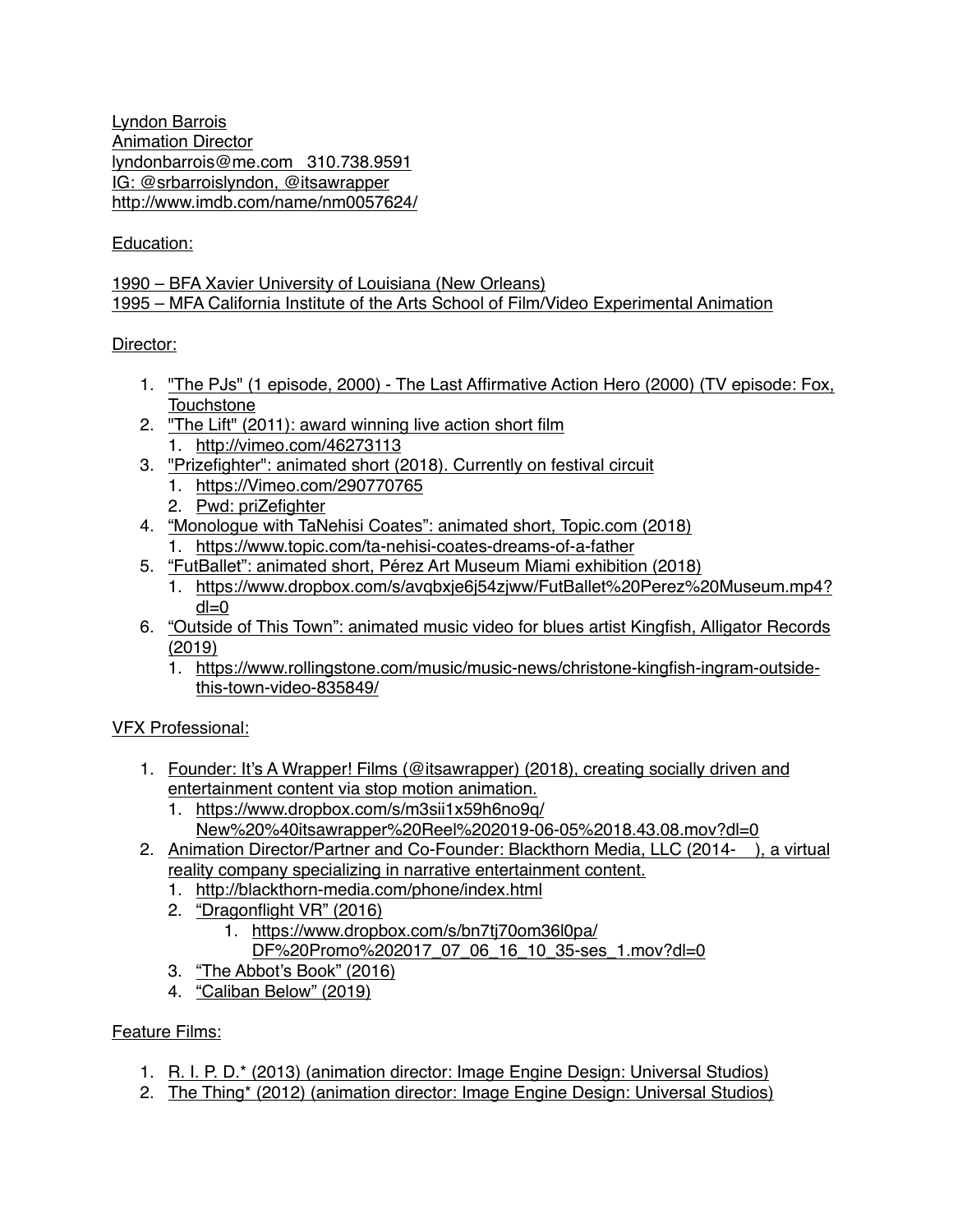Lyndon Barrois
Animation Director
lyndonbarrois@me.com 310.738.9591
IG: @srbarroislyndon, @itsawrapper
http://www.imdb.com/name/nm0057624/

Education:

1990 – BFA Xavier University of Louisiana (New Orleans)
1995 – MFA California Institute of the Arts School of Film/Video Experimental Animation

Director:

1. "The PJs" (1 episode, 2000) - The Last Affirmative Action Hero (2000) (TV episode: Fox, Touchstone
2. "The Lift" (2011): award winning live action short film
   1. http://vimeo.com/46273113
3. "Prizefighter": animated short (2018). Currently on festival circuit
   1. https://Vimeo.com/290770765
   2. Pwd: priZefighter
4. “Monologue with TaNehisi Coates”: animated short, Topic.com (2018)
   1. https://www.topic.com/ta-nehisi-coates-dreams-of-a-father
5. “FutBallet”: animated short, Pérez Art Museum Miami exhibition (2018)
   1. https://www.dropbox.com/s/avqbxje6j54zjww/FutBallet%20Perez%20Museum.mp4?dl=0
6. “Outside of This Town”: animated music video for blues artist Kingfish, Alligator Records (2019)
   1. https://www.rollingstone.com/music/music-news/christone-kingfish-ingram-outside-this-town-video-835849/

VFX Professional:

1. Founder: It’s A Wrapper! Films (@itsawrapper) (2018), creating socially driven and entertainment content via stop motion animation.
   1. https://www.dropbox.com/s/m3sii1x59h6no9q/New%20%40itsawrapper%20Reel%202019-06-05%2018.43.08.mov?dl=0
2. Animation Director/Partner and Co-Founder: Blackthorn Media, LLC (2014- ), a virtual reality company specializing in narrative entertainment content.
   1. http://blackthorn-media.com/phone/index.html
   2. “Dragonflight VR” (2016)
      1. https://www.dropbox.com/s/bn7tj70om36l0pa/DF%20Promo%202017_07_06_16_10_35-ses_1.mov?dl=0
   3. “The Abbot’s Book” (2016)
   4. “Caliban Below” (2019)

Feature Films:

1. R. I. P. D.* (2013) (animation director: Image Engine Design: Universal Studios)
2. The Thing* (2012) (animation director: Image Engine Design: Universal Studios)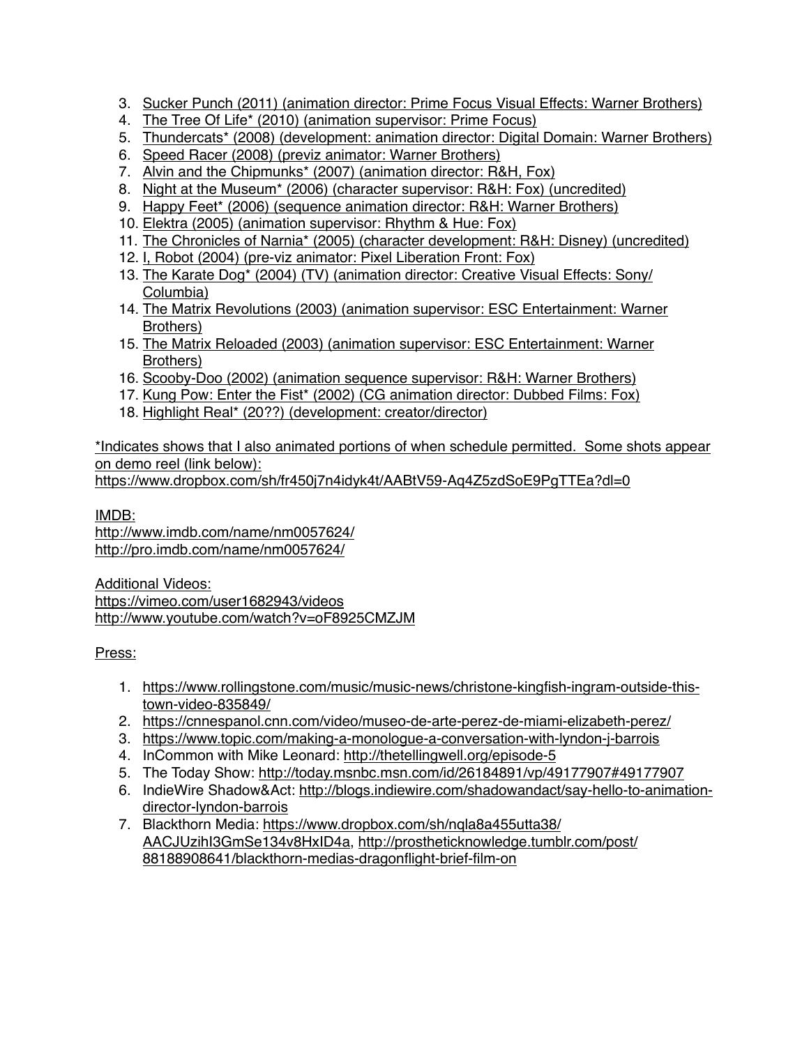3. Sucker Punch (2011) (animation director: Prime Focus Visual Effects: Warner Brothers)
4. The Tree Of Life* (2010) (animation supervisor: Prime Focus)
5. Thundercats* (2008) (development: animation director: Digital Domain: Warner Brothers)
6. Speed Racer (2008) (previz animator: Warner Brothers)
7. Alvin and the Chipmunks* (2007) (animation director: R&H, Fox)
8. Night at the Museum* (2006) (character supervisor: R&H: Fox) (uncredited)
9. Happy Feet* (2006) (sequence animation director: R&H: Warner Brothers)
10. Elektra (2005) (animation supervisor: Rhythm & Hue: Fox)
11. The Chronicles of Narnia* (2005) (character development: R&H: Disney) (uncredited)
12. I, Robot (2004) (pre-viz animator: Pixel Liberation Front: Fox)
13. The Karate Dog* (2004) (TV) (animation director: Creative Visual Effects: Sony/ Columbia)
14. The Matrix Revolutions (2003) (animation supervisor: ESC Entertainment: Warner Brothers)
15. The Matrix Reloaded (2003) (animation supervisor: ESC Entertainment: Warner Brothers)
16. Scooby-Doo (2002) (animation sequence supervisor: R&H: Warner Brothers)
17. Kung Pow: Enter the Fist* (2002) (CG animation director: Dubbed Films: Fox)
18. Highlight Real* (20??) (development: creator/director)

*Indicates shows that I also animated portions of when schedule permitted. Some shots appear on demo reel (link below):
https://www.dropbox.com/sh/fr450j7n4idyk4t/AABtV59-Aq4Z5zdSoE9PgTTEa?dl=0

IMDB:
http://www.imdb.com/name/nm0057624/
http://pro.imdb.com/name/nm0057624/

Additional Videos:
https://vimeo.com/user1682943/videos
http://www.youtube.com/watch?v=oF8925CMZJM

Press:

1. https://www.rollingstone.com/music/music-news/christone-kingfish-ingram-outside-this-town-video-835849/
2. https://cnnespanol.cnn.com/video/museo-de-arte-perez-de-miami-elizabeth-perez/
3. https://www.topic.com/making-a-monologue-a-conversation-with-lyndon-j-barrois
4. InCommon with Mike Leonard: http://thetellingwell.org/episode-5
5. The Today Show: http://today.msnbc.msn.com/id/26184891/vp/49177907#49177907
6. IndieWire Shadow&Act: http://blogs.indiewire.com/shadowandact/say-hello-to-animation-director-lyndon-barrois
7. Blackthorn Media: https://www.dropbox.com/sh/nqla8a455utta38/AACJUzihI3GmSe134v8HxID4a, http://prostheticknowledge.tumblr.com/post/88188908641/blackthorn-medias-dragonflight-brief-film-on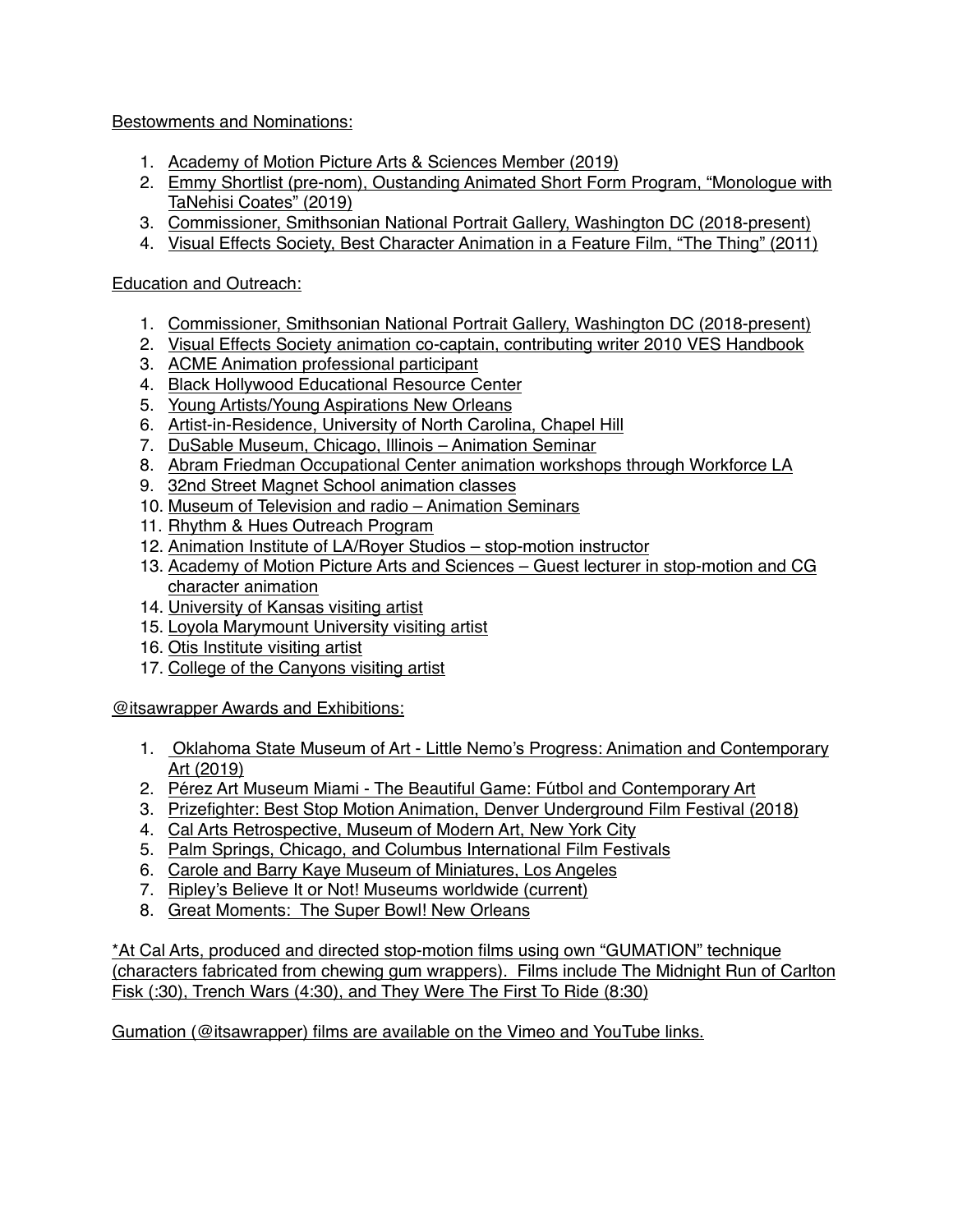Bestowments and Nominations:

1. Academy of Motion Picture Arts & Sciences Member (2019)
2. Emmy Shortlist (pre-nom), Oustanding Animated Short Form Program, "Monologue with TaNehisi Coates" (2019)
3. Commissioner, Smithsonian National Portrait Gallery, Washington DC (2018-present)
4. Visual Effects Society, Best Character Animation in a Feature Film, "The Thing" (2011)

Education and Outreach:

1. Commissioner, Smithsonian National Portrait Gallery, Washington DC (2018-present)
2. Visual Effects Society animation co-captain, contributing writer 2010 VES Handbook
3. ACME Animation professional participant
4. Black Hollywood Educational Resource Center
5. Young Artists/Young Aspirations New Orleans
6. Artist-in-Residence, University of North Carolina, Chapel Hill
7. DuSable Museum, Chicago, Illinois – Animation Seminar
8. Abram Friedman Occupational Center animation workshops through Workforce LA
9. 32nd Street Magnet School animation classes
10. Museum of Television and radio – Animation Seminars
11. Rhythm & Hues Outreach Program
12. Animation Institute of LA/Royer Studios – stop-motion instructor
13. Academy of Motion Picture Arts and Sciences – Guest lecturer in stop-motion and CG character animation
14. University of Kansas visiting artist
15. Loyola Marymount University visiting artist
16. Otis Institute visiting artist
17. College of the Canyons visiting artist

@itsawrapper Awards and Exhibitions:

1. Oklahoma State Museum of Art - Little Nemo's Progress: Animation and Contemporary Art (2019)
2. Pérez Art Museum Miami - The Beautiful Game: Fútbol and Contemporary Art
3. Prizefighter: Best Stop Motion Animation, Denver Underground Film Festival (2018)
4. Cal Arts Retrospective, Museum of Modern Art, New York City
5. Palm Springs, Chicago, and Columbus International Film Festivals
6. Carole and Barry Kaye Museum of Miniatures, Los Angeles
7. Ripley's Believe It or Not! Museums worldwide (current)
8. Great Moments: The Super Bowl! New Orleans

*At Cal Arts, produced and directed stop-motion films using own "GUMATION" technique (characters fabricated from chewing gum wrappers). Films include The Midnight Run of Carlton Fisk (:30), Trench Wars (4:30), and They Were The First To Ride (8:30)

Gumation (@itsawrapper) films are available on the Vimeo and YouTube links.